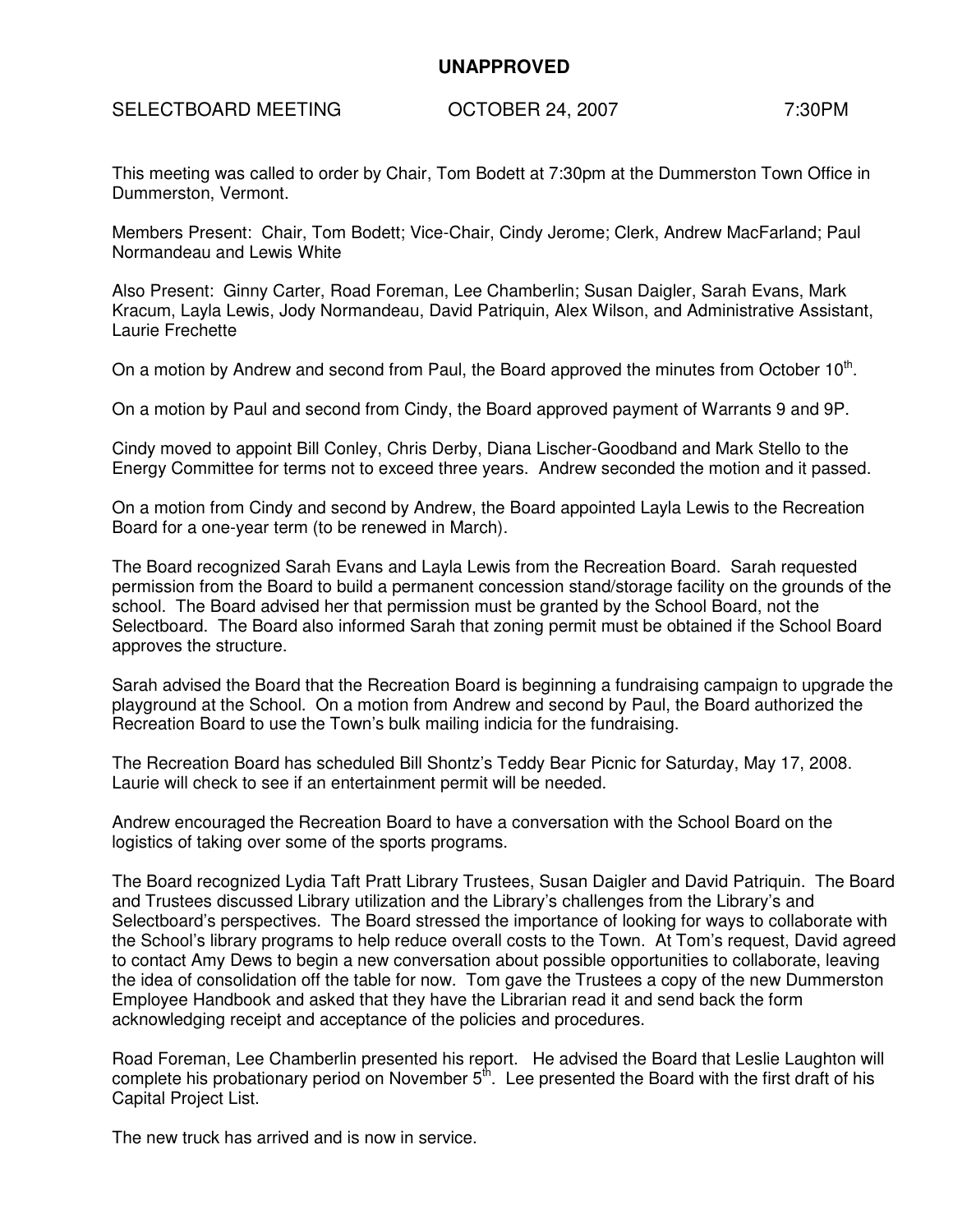**UNAPPROVED**

SELECTBOARD MEETING OCTOBER 24, 2007 7:30PM

This meeting was called to order by Chair, Tom Bodett at 7:30pm at the Dummerston Town Office in Dummerston, Vermont.

Members Present: Chair, Tom Bodett; Vice-Chair, Cindy Jerome; Clerk, Andrew MacFarland; Paul Normandeau and Lewis White

Also Present: Ginny Carter, Road Foreman, Lee Chamberlin; Susan Daigler, Sarah Evans, Mark Kracum, Layla Lewis, Jody Normandeau, David Patriquin, Alex Wilson, and Administrative Assistant, Laurie Frechette

On a motion by Andrew and second from Paul, the Board approved the minutes from October 10th.

On a motion by Paul and second from Cindy, the Board approved payment of Warrants 9 and 9P.

Cindy moved to appoint Bill Conley, Chris Derby, Diana Lischer-Goodband and Mark Stello to the Energy Committee for terms not to exceed three years. Andrew seconded the motion and it passed.

On a motion from Cindy and second by Andrew, the Board appointed Layla Lewis to the Recreation Board for a one-year term (to be renewed in March).

The Board recognized Sarah Evans and Layla Lewis from the Recreation Board. Sarah requested permission from the Board to build a permanent concession stand/storage facility on the grounds of the school. The Board advised her that permission must be granted by the School Board, not the Selectboard. The Board also informed Sarah that zoning permit must be obtained if the School Board approves the structure.

Sarah advised the Board that the Recreation Board is beginning a fundraising campaign to upgrade the playground at the School. On a motion from Andrew and second by Paul, the Board authorized the Recreation Board to use the Town's bulk mailing indicia for the fundraising.

The Recreation Board has scheduled Bill Shontz's Teddy Bear Picnic for Saturday, May 17, 2008. Laurie will check to see if an entertainment permit will be needed.

Andrew encouraged the Recreation Board to have a conversation with the School Board on the logistics of taking over some of the sports programs.

The Board recognized Lydia Taft Pratt Library Trustees, Susan Daigler and David Patriquin. The Board and Trustees discussed Library utilization and the Library's challenges from the Library's and Selectboard's perspectives. The Board stressed the importance of looking for ways to collaborate with the School's library programs to help reduce overall costs to the Town. At Tom's request, David agreed to contact Amy Dews to begin a new conversation about possible opportunities to collaborate, leaving the idea of consolidation off the table for now. Tom gave the Trustees a copy of the new Dummerston Employee Handbook and asked that they have the Librarian read it and send back the form acknowledging receipt and acceptance of the policies and procedures.

Road Foreman, Lee Chamberlin presented his report. He advised the Board that Leslie Laughton will complete his probationary period on November 5th. Lee presented the Board with the first draft of his Capital Project List.

The new truck has arrived and is now in service.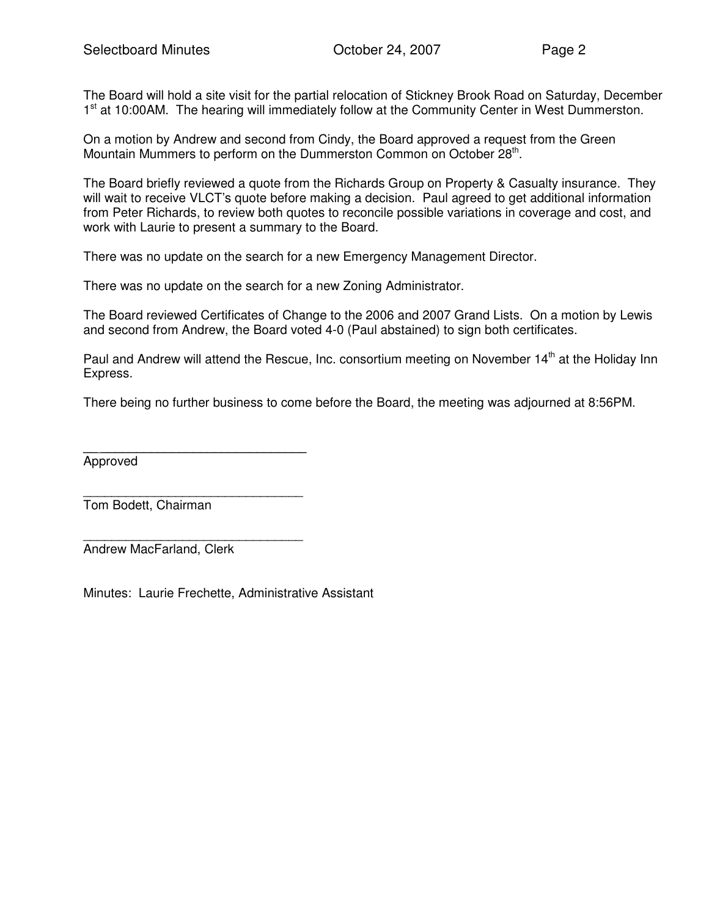The Board will hold a site visit for the partial relocation of Stickney Brook Road on Saturday, December 1st at 10:00AM. The hearing will immediately follow at the Community Center in West Dummerston.

On a motion by Andrew and second from Cindy, the Board approved a request from the Green Mountain Mummers to perform on the Dummerston Common on October 28th.

The Board briefly reviewed a quote from the Richards Group on Property & Casualty insurance. They will wait to receive VLCT's quote before making a decision. Paul agreed to get additional information from Peter Richards, to review both quotes to reconcile possible variations in coverage and cost, and work with Laurie to present a summary to the Board.

There was no update on the search for a new Emergency Management Director.

There was no update on the search for a new Zoning Administrator.

The Board reviewed Certificates of Change to the 2006 and 2007 Grand Lists. On a motion by Lewis and second from Andrew, the Board voted 4-0 (Paul abstained) to sign both certificates.

Paul and Andrew will attend the Rescue, Inc. consortium meeting on November 14th at the Holiday Inn Express.

There being no further business to come before the Board, the meeting was adjourned at 8:56PM.

_______________________________
Approved

_______________________________
Tom Bodett, Chairman

_______________________________
Andrew MacFarland, Clerk

Minutes: Laurie Frechette, Administrative Assistant